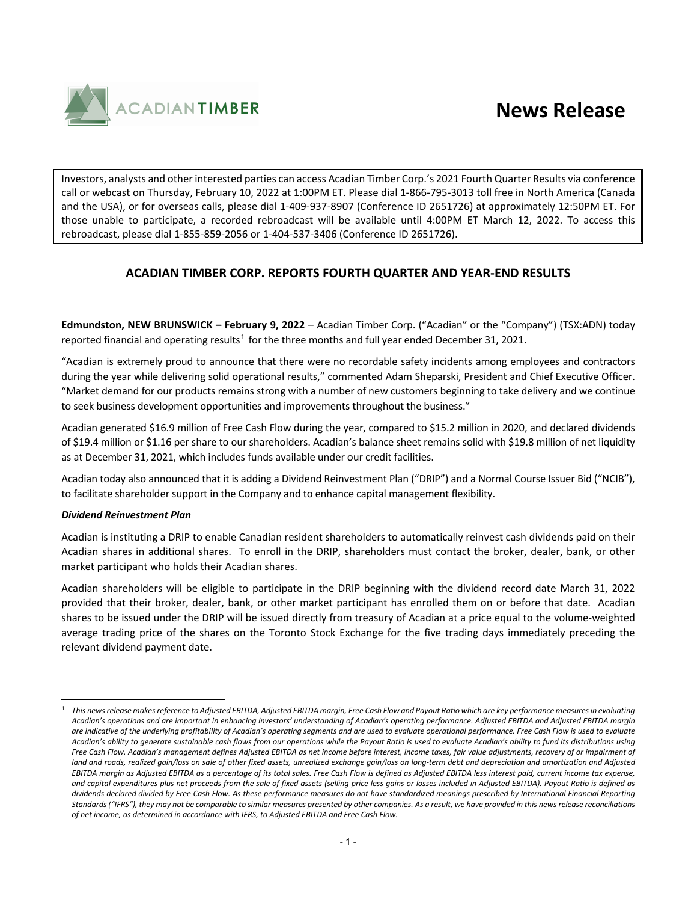# News Release

Investors, analysts and other interested parties can access Acadian Timber Corp.'s 2021 Fourth Quarter Results via conference call or webcast on Thursday, February 10, 2022 at 1:00PM ET. Please dial 1-866-795-3013 toll free in North America (Canada and the USA), or for overseas calls, please dial 1-409-937-8907 (Conference ID 2651726) at approximately 12:50PM ET. For those unable to participate, a recorded rebroadcast will be available until 4:00PM ET March 12, 2022. To access this rebroadcast, please dial 1-855-859-2056 or 1-404-537-3406 (Conference ID 2651726).

## ACADIAN TIMBER CORP. REPORTS FOURTH QUARTER AND YEAR-END RESULTS

**Edmundston, NEW BRUNSWICK – February 9, 2022** – Acadian Timber Corp. ("Acadian" or the "Company") (TSX:ADN) today reported financial and operating results[1] for the three months and full year ended December 31, 2021.

"Acadian is extremely proud to announce that there were no recordable safety incidents among employees and contractors during the year while delivering solid operational results," commented Adam Sheparski, President and Chief Executive Officer. "Market demand for our products remains strong with a number of new customers beginning to take delivery and we continue to seek business development opportunities and improvements throughout the business."

Acadian generated $16.9 million of Free Cash Flow during the year, compared to $15.2 million in 2020, and declared dividends of $19.4 million or $1.16 per share to our shareholders. Acadian's balance sheet remains solid with $19.8 million of net liquidity as at December 31, 2021, which includes funds available under our credit facilities.

Acadian today also announced that it is adding a Dividend Reinvestment Plan ("DRIP") and a Normal Course Issuer Bid ("NCIB"), to facilitate shareholder support in the Company and to enhance capital management flexibility.

***Dividend Reinvestment Plan***

Acadian is instituting a DRIP to enable Canadian resident shareholders to automatically reinvest cash dividends paid on their Acadian shares in additional shares. To enroll in the DRIP, shareholders must contact the broker, dealer, bank, or other market participant who holds their Acadian shares.

Acadian shareholders will be eligible to participate in the DRIP beginning with the dividend record date March 31, 2022 provided that their broker, dealer, bank, or other market participant has enrolled them on or before that date. Acadian shares to be issued under the DRIP will be issued directly from treasury of Acadian at a price equal to the volume-weighted average trading price of the shares on the Toronto Stock Exchange for the five trading days immediately preceding the relevant dividend payment date.

---

[1] *This news release makes reference to Adjusted EBITDA, Adjusted EBITDA margin, Free Cash Flow and Payout Ratio which are key performance measures in evaluating Acadian's operations and are important in enhancing investors' understanding of Acadian's operating performance. Adjusted EBITDA and Adjusted EBITDA margin are indicative of the underlying profitability of Acadian's operating segments and are used to evaluate operational performance. Free Cash Flow is used to evaluate Acadian's ability to generate sustainable cash flows from our operations while the Payout Ratio is used to evaluate Acadian's ability to fund its distributions using Free Cash Flow. Acadian's management defines Adjusted EBITDA as net income before interest, income taxes, fair value adjustments, recovery of or impairment of land and roads, realized gain/loss on sale of other fixed assets, unrealized exchange gain/loss on long-term debt and depreciation and amortization and Adjusted EBITDA margin as Adjusted EBITDA as a percentage of its total sales. Free Cash Flow is defined as Adjusted EBITDA less interest paid, current income tax expense, and capital expenditures plus net proceeds from the sale of fixed assets (selling price less gains or losses included in Adjusted EBITDA). Payout Ratio is defined as dividends declared divided by Free Cash Flow. As these performance measures do not have standardized meanings prescribed by International Financial Reporting Standards ("IFRS"), they may not be comparable to similar measures presented by other companies. As a result, we have provided in this news release reconciliations of net income, as determined in accordance with IFRS, to Adjusted EBITDA and Free Cash Flow.*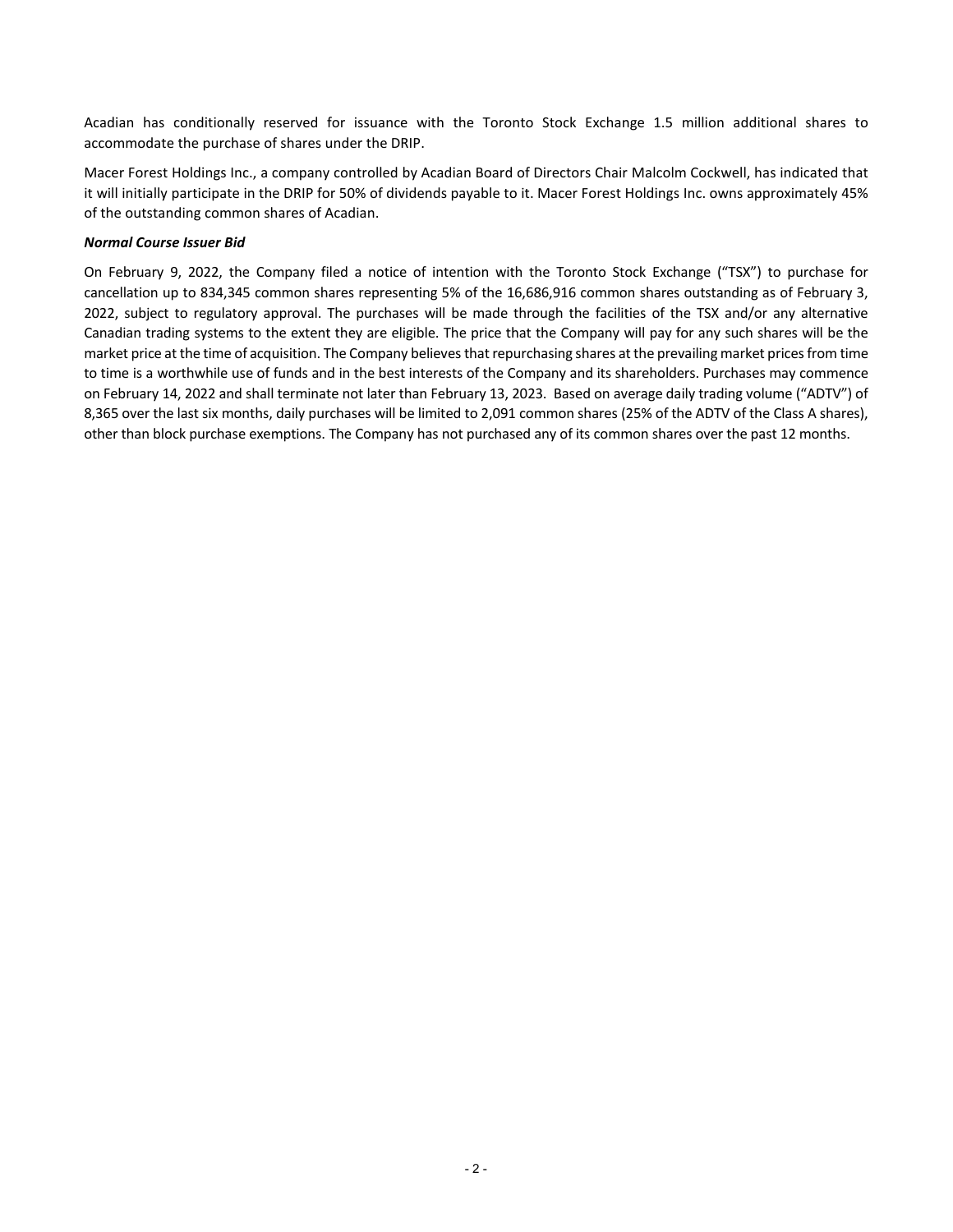Acadian has conditionally reserved for issuance with the Toronto Stock Exchange 1.5 million additional shares to accommodate the purchase of shares under the DRIP.

Macer Forest Holdings Inc., a company controlled by Acadian Board of Directors Chair Malcolm Cockwell, has indicated that it will initially participate in the DRIP for 50% of dividends payable to it. Macer Forest Holdings Inc. owns approximately 45% of the outstanding common shares of Acadian.

***Normal Course Issuer Bid***

On February 9, 2022, the Company filed a notice of intention with the Toronto Stock Exchange ("TSX") to purchase for cancellation up to 834,345 common shares representing 5% of the 16,686,916 common shares outstanding as of February 3, 2022, subject to regulatory approval. The purchases will be made through the facilities of the TSX and/or any alternative Canadian trading systems to the extent they are eligible. The price that the Company will pay for any such shares will be the market price at the time of acquisition. The Company believes that repurchasing shares at the prevailing market prices from time to time is a worthwhile use of funds and in the best interests of the Company and its shareholders. Purchases may commence on February 14, 2022 and shall terminate not later than February 13, 2023. Based on average daily trading volume ("ADTV") of 8,365 over the last six months, daily purchases will be limited to 2,091 common shares (25% of the ADTV of the Class A shares), other than block purchase exemptions. The Company has not purchased any of its common shares over the past 12 months.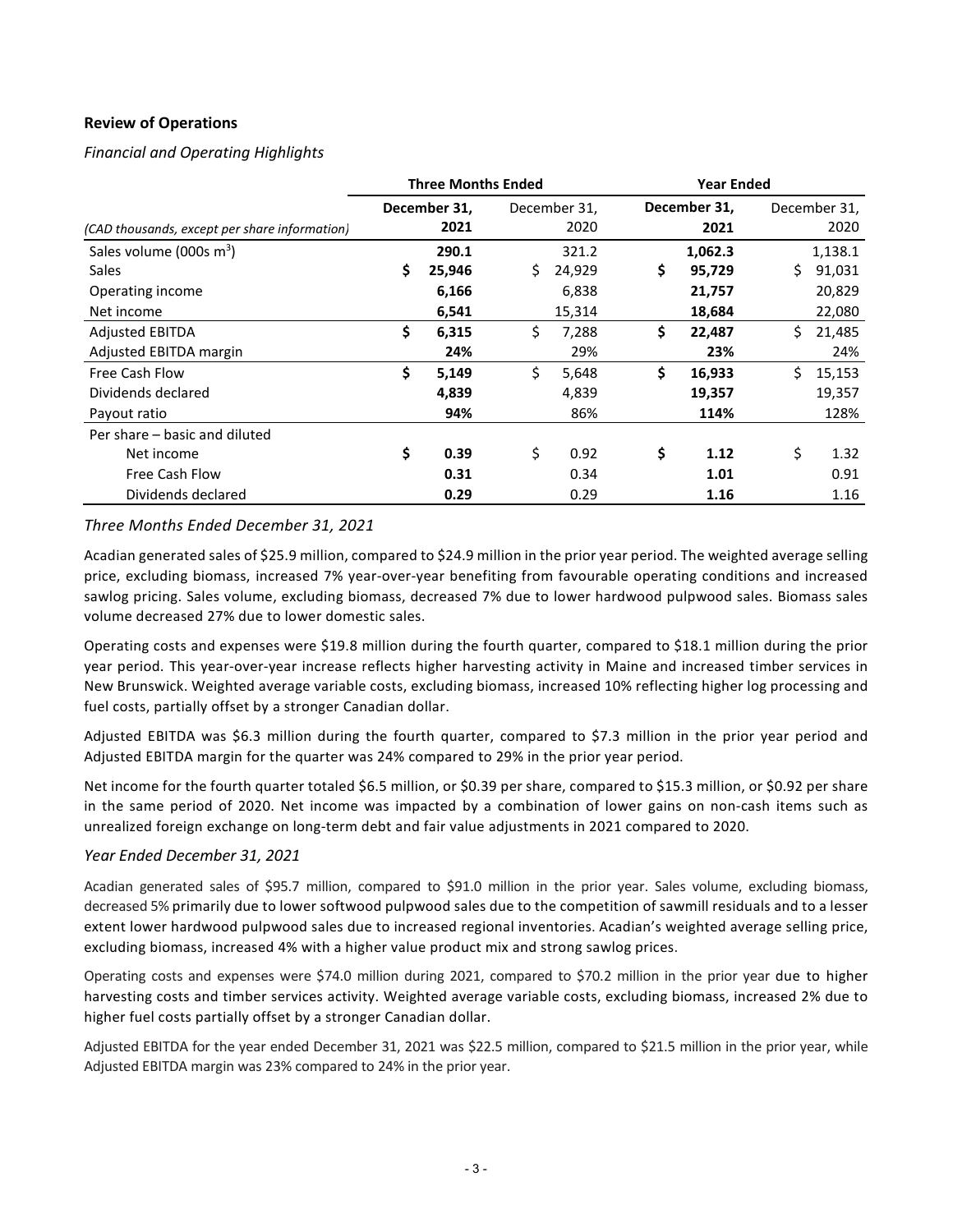## Review of Operations

*Financial and Operating Highlights*

| (CAD thousands, except per share information) | Three Months Ended | | Year Ended | |
|---|---|---|---|---|
| | **December 31, 2021** | December 31, 2020 | **December 31, 2021** | December 31, 2020 |
| Sales volume (000s $m^3$) | **290.1** | 321.2 | **1,062.3** | 1,138.1 |
| Sales | **$ 25,946** | $ 24,929 | **$ 95,729** | $ 91,031 |
| Operating income | **6,166** | 6,838 | **21,757** | 20,829 |
| Net income | **6,541** | 15,314 | **18,684** | 22,080 |
| Adjusted EBITDA | **$ 6,315** | $ 7,288 | **$ 22,487** | $ 21,485 |
| Adjusted EBITDA margin | **24%** | 29% | **23%** | 24% |
| Free Cash Flow | **$ 5,149** | $ 5,648 | **$ 16,933** | $ 15,153 |
| Dividends declared | **4,839** | 4,839 | **19,357** | 19,357 |
| Payout ratio | **94%** | 86% | **114%** | 128% |
| Per share – basic and diluted | | | | |
| Net income | **$ 0.39** | $ 0.92 | **$ 1.12** | $ 1.32 |
| Free Cash Flow | **0.31** | 0.34 | **1.01** | 0.91 |
| Dividends declared | **0.29** | 0.29 | **1.16** | 1.16 |

### *Three Months Ended December 31, 2021*

Acadian generated sales of $25.9 million, compared to $24.9 million in the prior year period. The weighted average selling price, excluding biomass, increased 7% year-over-year benefiting from favourable operating conditions and increased sawlog pricing. Sales volume, excluding biomass, decreased 7% due to lower hardwood pulpwood sales. Biomass sales volume decreased 27% due to lower domestic sales.

Operating costs and expenses were $19.8 million during the fourth quarter, compared to $18.1 million during the prior year period. This year-over-year increase reflects higher harvesting activity in Maine and increased timber services in New Brunswick. Weighted average variable costs, excluding biomass, increased 10% reflecting higher log processing and fuel costs, partially offset by a stronger Canadian dollar.

Adjusted EBITDA was $6.3 million during the fourth quarter, compared to $7.3 million in the prior year period and Adjusted EBITDA margin for the quarter was 24% compared to 29% in the prior year period.

Net income for the fourth quarter totaled $6.5 million, or $0.39 per share, compared to $15.3 million, or $0.92 per share in the same period of 2020. Net income was impacted by a combination of lower gains on non-cash items such as unrealized foreign exchange on long-term debt and fair value adjustments in 2021 compared to 2020.

### *Year Ended December 31, 2021*

Acadian generated sales of $95.7 million, compared to $91.0 million in the prior year. Sales volume, excluding biomass, decreased 5% primarily due to lower softwood pulpwood sales due to the competition of sawmill residuals and to a lesser extent lower hardwood pulpwood sales due to increased regional inventories. Acadian's weighted average selling price, excluding biomass, increased 4% with a higher value product mix and strong sawlog prices.

Operating costs and expenses were $74.0 million during 2021, compared to $70.2 million in the prior year due to higher harvesting costs and timber services activity. Weighted average variable costs, excluding biomass, increased 2% due to higher fuel costs partially offset by a stronger Canadian dollar.

Adjusted EBITDA for the year ended December 31, 2021 was $22.5 million, compared to $21.5 million in the prior year, while Adjusted EBITDA margin was 23% compared to 24% in the prior year.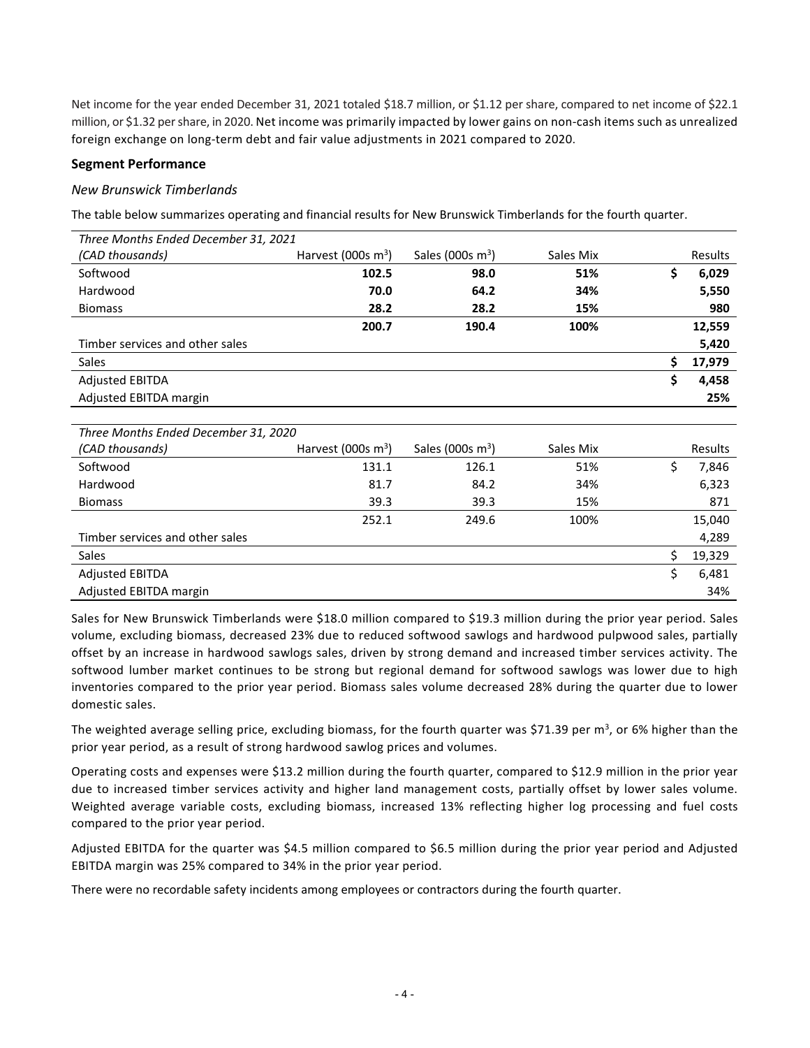Net income for the year ended December 31, 2021 totaled $18.7 million, or $1.12 per share, compared to net income of $22.1 million, or $1.32 per share, in 2020. Net income was primarily impacted by lower gains on non-cash items such as unrealized foreign exchange on long-term debt and fair value adjustments in 2021 compared to 2020.

## Segment Performance

### *New Brunswick Timberlands*

The table below summarizes operating and financial results for New Brunswick Timberlands for the fourth quarter.

| *Three Months Ended December 31, 2021* | | | | |
|---|---|---|---|---|
| *(CAD thousands)* | Harvest (000s $m^3$) | Sales (000s $m^3$) | Sales Mix | Results |
| Softwood | **102.5** | **98.0** | **51%** | **$ 6,029** |
| Hardwood | **70.0** | **64.2** | **34%** | **5,550** |
| Biomass | **28.2** | **28.2** | **15%** | **980** |
| | **200.7** | **190.4** | **100%** | **12,559** |
| Timber services and other sales | | | | **5,420** |
| Sales | | | | **$ 17,979** |
| Adjusted EBITDA | | | | **$ 4,458** |
| Adjusted EBITDA margin | | | | **25%** |

| *Three Months Ended December 31, 2020* | | | | |
|---|---|---|---|---|
| *(CAD thousands)* | Harvest (000s $m^3$) | Sales (000s $m^3$) | Sales Mix | Results |
| Softwood | 131.1 | 126.1 | 51% | $ 7,846 |
| Hardwood | 81.7 | 84.2 | 34% | 6,323 |
| Biomass | 39.3 | 39.3 | 15% | 871 |
| | 252.1 | 249.6 | 100% | 15,040 |
| Timber services and other sales | | | | 4,289 |
| Sales | | | | $ 19,329 |
| Adjusted EBITDA | | | | $ 6,481 |
| Adjusted EBITDA margin | | | | 34% |

Sales for New Brunswick Timberlands were $18.0 million compared to $19.3 million during the prior year period. Sales volume, excluding biomass, decreased 23% due to reduced softwood sawlogs and hardwood pulpwood sales, partially offset by an increase in hardwood sawlogs sales, driven by strong demand and increased timber services activity. The softwood lumber market continues to be strong but regional demand for softwood sawlogs was lower due to high inventories compared to the prior year period. Biomass sales volume decreased 28% during the quarter due to lower domestic sales.

The weighted average selling price, excluding biomass, for the fourth quarter was $71.39 per $m^3$, or 6% higher than the prior year period, as a result of strong hardwood sawlog prices and volumes.

Operating costs and expenses were $13.2 million during the fourth quarter, compared to $12.9 million in the prior year due to increased timber services activity and higher land management costs, partially offset by lower sales volume. Weighted average variable costs, excluding biomass, increased 13% reflecting higher log processing and fuel costs compared to the prior year period.

Adjusted EBITDA for the quarter was $4.5 million compared to $6.5 million during the prior year period and Adjusted EBITDA margin was 25% compared to 34% in the prior year period.

There were no recordable safety incidents among employees or contractors during the fourth quarter.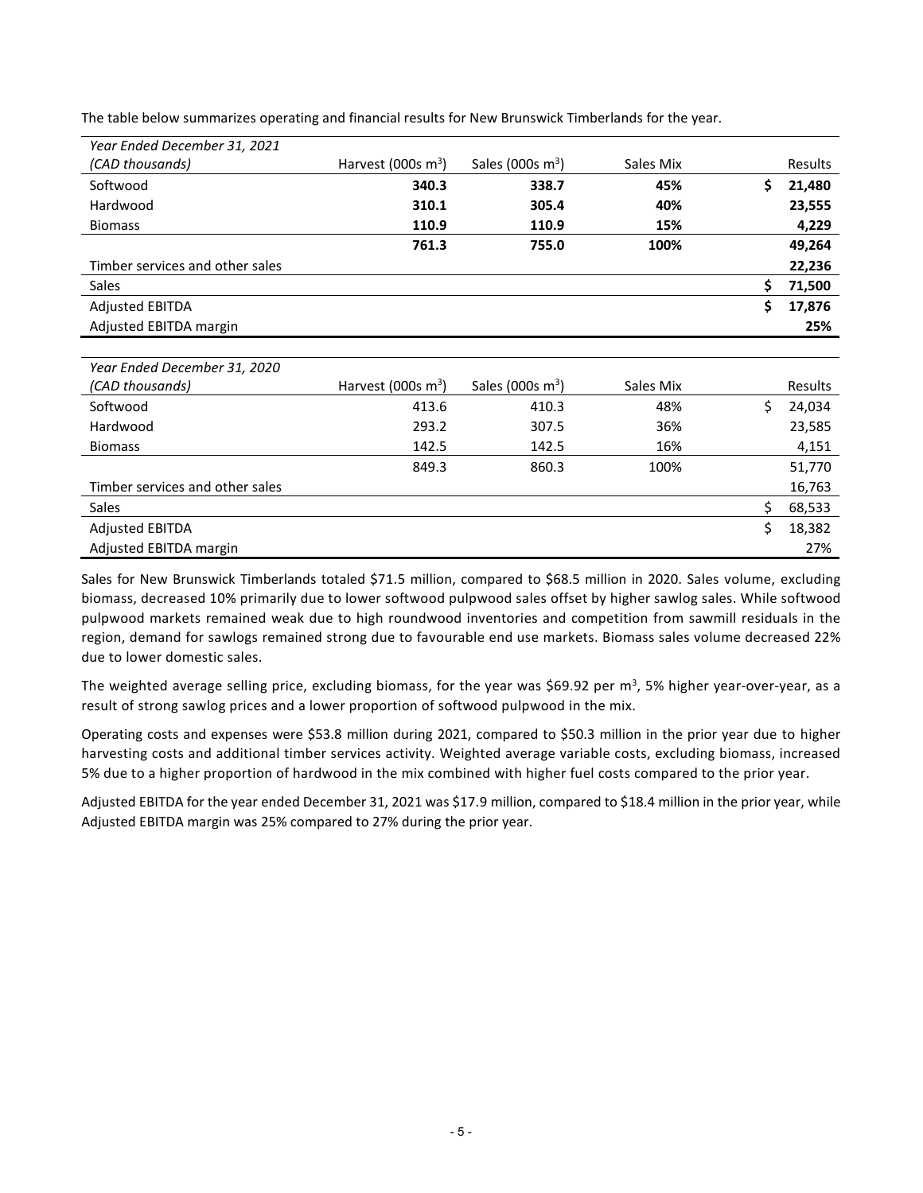The table below summarizes operating and financial results for New Brunswick Timberlands for the year.

| *Year Ended December 31, 2021* *(CAD thousands)* | Harvest (000s $m^3$) | Sales (000s $m^3$) | Sales Mix | Results |
|---|---|---|---|---|
| Softwood | **340.3** | **338.7** | **45%** | **$ 21,480** |
| Hardwood | **310.1** | **305.4** | **40%** | **23,555** |
| Biomass | **110.9** | **110.9** | **15%** | **4,229** |
| | **761.3** | **755.0** | **100%** | **49,264** |
| Timber services and other sales | | | | **22,236** |
| Sales | | | | **$ 71,500** |
| Adjusted EBITDA | | | | **$ 17,876** |
| Adjusted EBITDA margin | | | | **25%** |

| *Year Ended December 31, 2020* *(CAD thousands)* | Harvest (000s $m^3$) | Sales (000s $m^3$) | Sales Mix | Results |
|---|---|---|---|---|
| Softwood | 413.6 | 410.3 | 48% | $ 24,034 |
| Hardwood | 293.2 | 307.5 | 36% | 23,585 |
| Biomass | 142.5 | 142.5 | 16% | 4,151 |
| | 849.3 | 860.3 | 100% | 51,770 |
| Timber services and other sales | | | | 16,763 |
| Sales | | | | $ 68,533 |
| Adjusted EBITDA | | | | $ 18,382 |
| Adjusted EBITDA margin | | | | 27% |

Sales for New Brunswick Timberlands totaled $71.5 million, compared to $68.5 million in 2020. Sales volume, excluding biomass, decreased 10% primarily due to lower softwood pulpwood sales offset by higher sawlog sales. While softwood pulpwood markets remained weak due to high roundwood inventories and competition from sawmill residuals in the region, demand for sawlogs remained strong due to favourable end use markets. Biomass sales volume decreased 22% due to lower domestic sales.

The weighted average selling price, excluding biomass, for the year was $69.92 per $m^3$, 5% higher year-over-year, as a result of strong sawlog prices and a lower proportion of softwood pulpwood in the mix.

Operating costs and expenses were $53.8 million during 2021, compared to $50.3 million in the prior year due to higher harvesting costs and additional timber services activity. Weighted average variable costs, excluding biomass, increased 5% due to a higher proportion of hardwood in the mix combined with higher fuel costs compared to the prior year.

Adjusted EBITDA for the year ended December 31, 2021 was $17.9 million, compared to $18.4 million in the prior year, while Adjusted EBITDA margin was 25% compared to 27% during the prior year.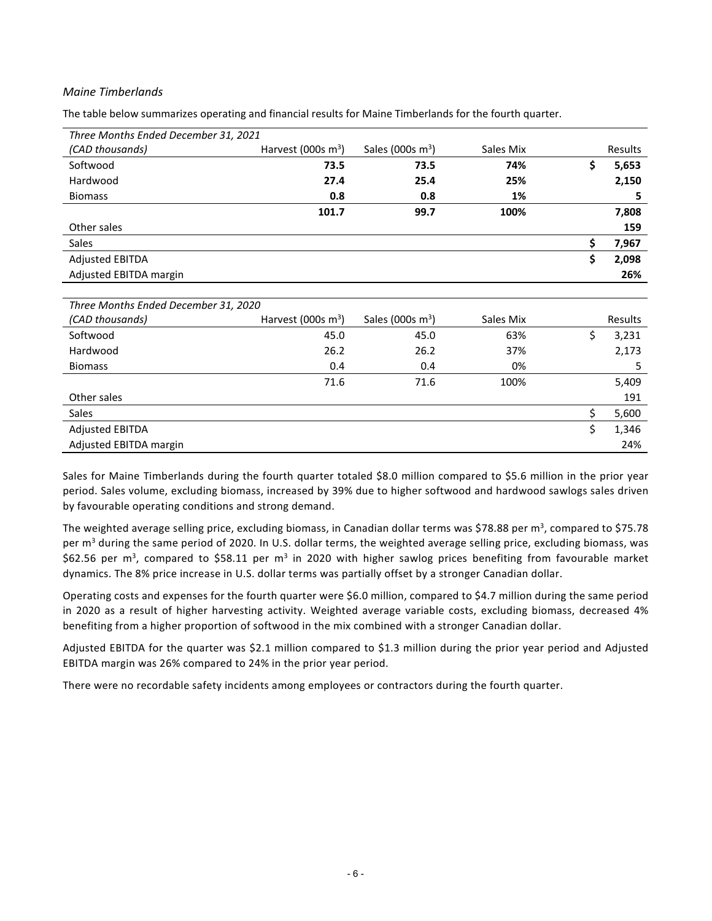*Maine Timberlands*

The table below summarizes operating and financial results for Maine Timberlands for the fourth quarter.

| *Three Months Ended December 31, 2021* | | | | |
|---|---|---|---|---|
| *(CAD thousands)* | Harvest (000s $m^3$) | Sales (000s $m^3$) | Sales Mix | Results |
| Softwood | **73.5** | **73.5** | **74%** | **$ 5,653** |
| Hardwood | **27.4** | **25.4** | **25%** | **2,150** |
| Biomass | **0.8** | **0.8** | **1%** | **5** |
| | **101.7** | **99.7** | **100%** | **7,808** |
| Other sales | | | | **159** |
| Sales | | | | **$ 7,967** |
| Adjusted EBITDA | | | | **$ 2,098** |
| Adjusted EBITDA margin | | | | **26%** |

| *Three Months Ended December 31, 2020* | | | | |
|---|---|---|---|---|
| *(CAD thousands)* | Harvest (000s $m^3$) | Sales (000s $m^3$) | Sales Mix | Results |
| Softwood | 45.0 | 45.0 | 63% | $ 3,231 |
| Hardwood | 26.2 | 26.2 | 37% | 2,173 |
| Biomass | 0.4 | 0.4 | 0% | 5 |
| | 71.6 | 71.6 | 100% | 5,409 |
| Other sales | | | | 191 |
| Sales | | | | $ 5,600 |
| Adjusted EBITDA | | | | $ 1,346 |
| Adjusted EBITDA margin | | | | 24% |

Sales for Maine Timberlands during the fourth quarter totaled $8.0 million compared to $5.6 million in the prior year period. Sales volume, excluding biomass, increased by 39% due to higher softwood and hardwood sawlogs sales driven by favourable operating conditions and strong demand.

The weighted average selling price, excluding biomass, in Canadian dollar terms was $78.88 per $m^3$, compared to $75.78 per $m^3$ during the same period of 2020. In U.S. dollar terms, the weighted average selling price, excluding biomass, was $62.56 per $m^3$, compared to $58.11 per $m^3$ in 2020 with higher sawlog prices benefiting from favourable market dynamics. The 8% price increase in U.S. dollar terms was partially offset by a stronger Canadian dollar.

Operating costs and expenses for the fourth quarter were $6.0 million, compared to $4.7 million during the same period in 2020 as a result of higher harvesting activity. Weighted average variable costs, excluding biomass, decreased 4% benefiting from a higher proportion of softwood in the mix combined with a stronger Canadian dollar.

Adjusted EBITDA for the quarter was $2.1 million compared to $1.3 million during the prior year period and Adjusted EBITDA margin was 26% compared to 24% in the prior year period.

There were no recordable safety incidents among employees or contractors during the fourth quarter.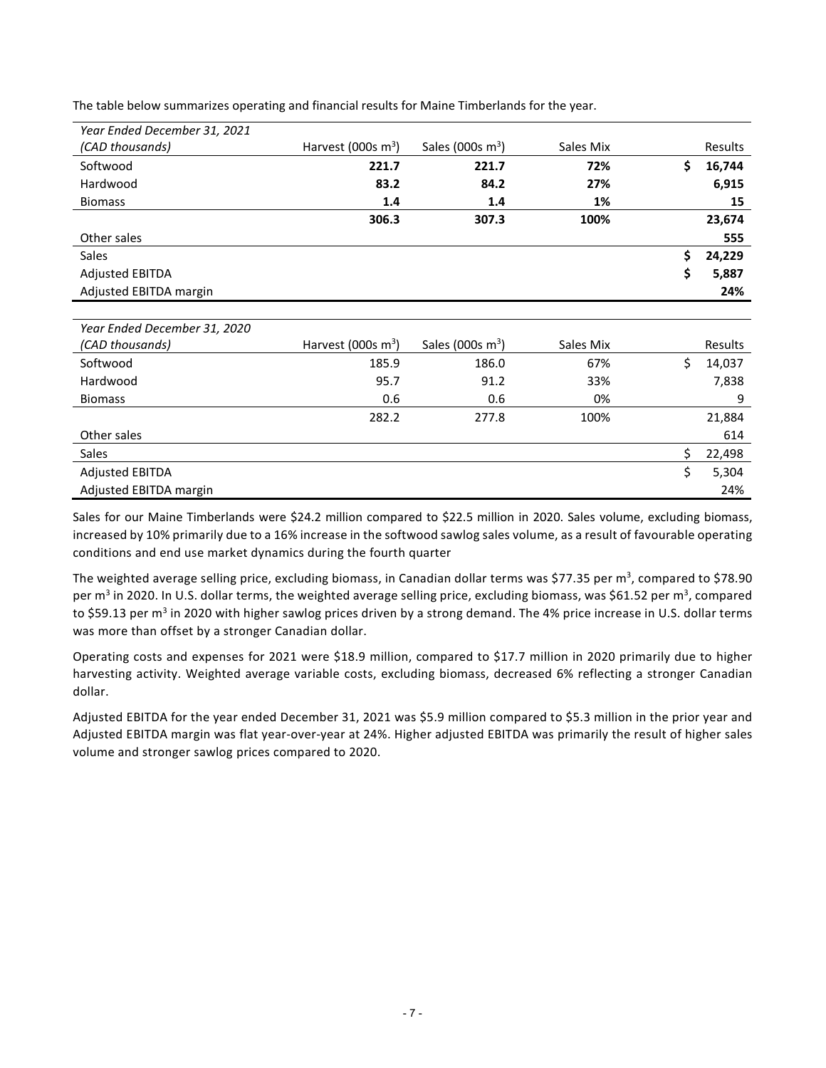The table below summarizes operating and financial results for Maine Timberlands for the year.

| *Year Ended December 31, 2021* *(CAD thousands)* | Harvest (000s $m^3$) | Sales (000s $m^3$) | Sales Mix | Results |
|---|---|---|---|---|
| Softwood | **221.7** | **221.7** | **72%** | **$ 16,744** |
| Hardwood | **83.2** | **84.2** | **27%** | **6,915** |
| Biomass | **1.4** | **1.4** | **1%** | **15** |
| | **306.3** | **307.3** | **100%** | **23,674** |
| Other sales | | | | **555** |
| Sales | | | | **$ 24,229** |
| Adjusted EBITDA | | | | **$ 5,887** |
| Adjusted EBITDA margin | | | | **24%** |

| *Year Ended December 31, 2020* *(CAD thousands)* | Harvest (000s $m^3$) | Sales (000s $m^3$) | Sales Mix | Results |
|---|---|---|---|---|
| Softwood | 185.9 | 186.0 | 67% | $ 14,037 |
| Hardwood | 95.7 | 91.2 | 33% | 7,838 |
| Biomass | 0.6 | 0.6 | 0% | 9 |
| | 282.2 | 277.8 | 100% | 21,884 |
| Other sales | | | | 614 |
| Sales | | | | $ 22,498 |
| Adjusted EBITDA | | | | $ 5,304 |
| Adjusted EBITDA margin | | | | 24% |

Sales for our Maine Timberlands were $24.2 million compared to $22.5 million in 2020. Sales volume, excluding biomass, increased by 10% primarily due to a 16% increase in the softwood sawlog sales volume, as a result of favourable operating conditions and end use market dynamics during the fourth quarter

The weighted average selling price, excluding biomass, in Canadian dollar terms was $77.35 per $m^3$, compared to $78.90 per $m^3$ in 2020. In U.S. dollar terms, the weighted average selling price, excluding biomass, was $61.52 per $m^3$, compared to $59.13 per $m^3$ in 2020 with higher sawlog prices driven by a strong demand. The 4% price increase in U.S. dollar terms was more than offset by a stronger Canadian dollar.

Operating costs and expenses for 2021 were $18.9 million, compared to $17.7 million in 2020 primarily due to higher harvesting activity. Weighted average variable costs, excluding biomass, decreased 6% reflecting a stronger Canadian dollar.

Adjusted EBITDA for the year ended December 31, 2021 was $5.9 million compared to $5.3 million in the prior year and Adjusted EBITDA margin was flat year-over-year at 24%. Higher adjusted EBITDA was primarily the result of higher sales volume and stronger sawlog prices compared to 2020.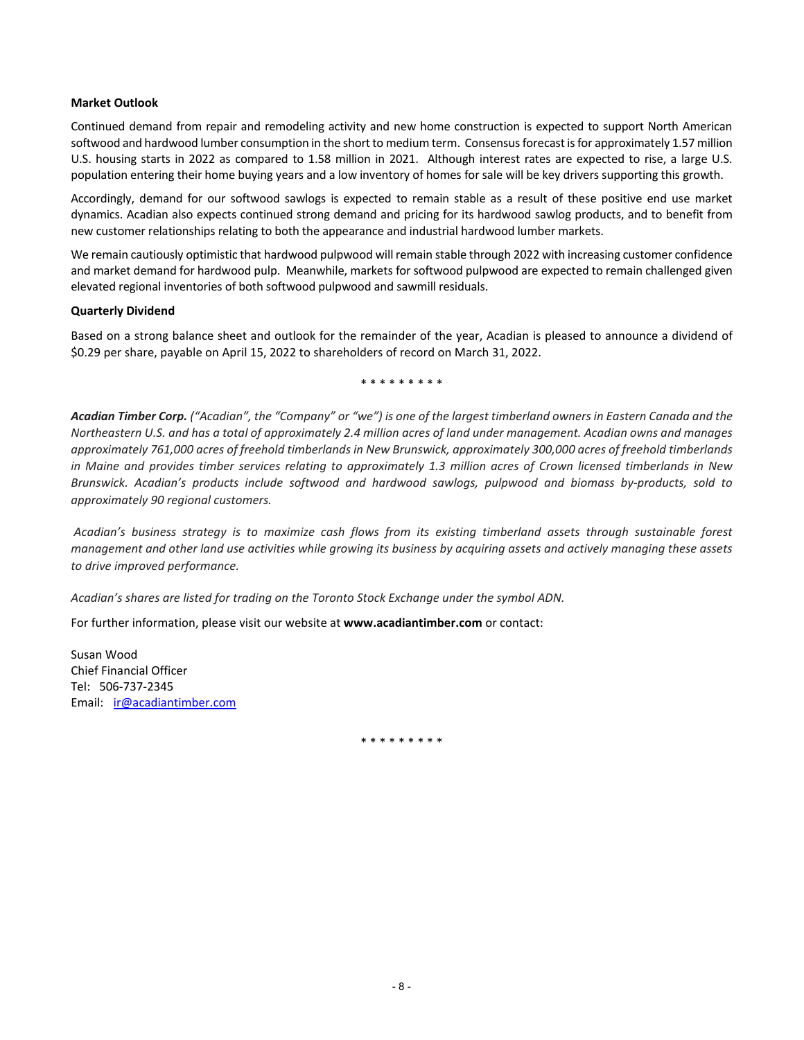**Market Outlook**

Continued demand from repair and remodeling activity and new home construction is expected to support North American softwood and hardwood lumber consumption in the short to medium term. Consensus forecast is for approximately 1.57 million U.S. housing starts in 2022 as compared to 1.58 million in 2021. Although interest rates are expected to rise, a large U.S. population entering their home buying years and a low inventory of homes for sale will be key drivers supporting this growth.

Accordingly, demand for our softwood sawlogs is expected to remain stable as a result of these positive end use market dynamics. Acadian also expects continued strong demand and pricing for its hardwood sawlog products, and to benefit from new customer relationships relating to both the appearance and industrial hardwood lumber markets.

We remain cautiously optimistic that hardwood pulpwood will remain stable through 2022 with increasing customer confidence and market demand for hardwood pulp. Meanwhile, markets for softwood pulpwood are expected to remain challenged given elevated regional inventories of both softwood pulpwood and sawmill residuals.

**Quarterly Dividend**

Based on a strong balance sheet and outlook for the remainder of the year, Acadian is pleased to announce a dividend of $0.29 per share, payable on April 15, 2022 to shareholders of record on March 31, 2022.

* * * * * * * * *

***Acadian Timber Corp.*** *("Acadian", the "Company" or "we") is one of the largest timberland owners in Eastern Canada and the Northeastern U.S. and has a total of approximately 2.4 million acres of land under management. Acadian owns and manages approximately 761,000 acres of freehold timberlands in New Brunswick, approximately 300,000 acres of freehold timberlands in Maine and provides timber services relating to approximately 1.3 million acres of Crown licensed timberlands in New Brunswick. Acadian's products include softwood and hardwood sawlogs, pulpwood and biomass by-products, sold to approximately 90 regional customers.*

*Acadian's business strategy is to maximize cash flows from its existing timberland assets through sustainable forest management and other land use activities while growing its business by acquiring assets and actively managing these assets to drive improved performance.*

*Acadian's shares are listed for trading on the Toronto Stock Exchange under the symbol ADN.*

For further information, please visit our website at **www.acadiantimber.com** or contact:

Susan Wood
Chief Financial Officer
Tel: 506-737-2345
Email: ir@acadiantimber.com

* * * * * * * * *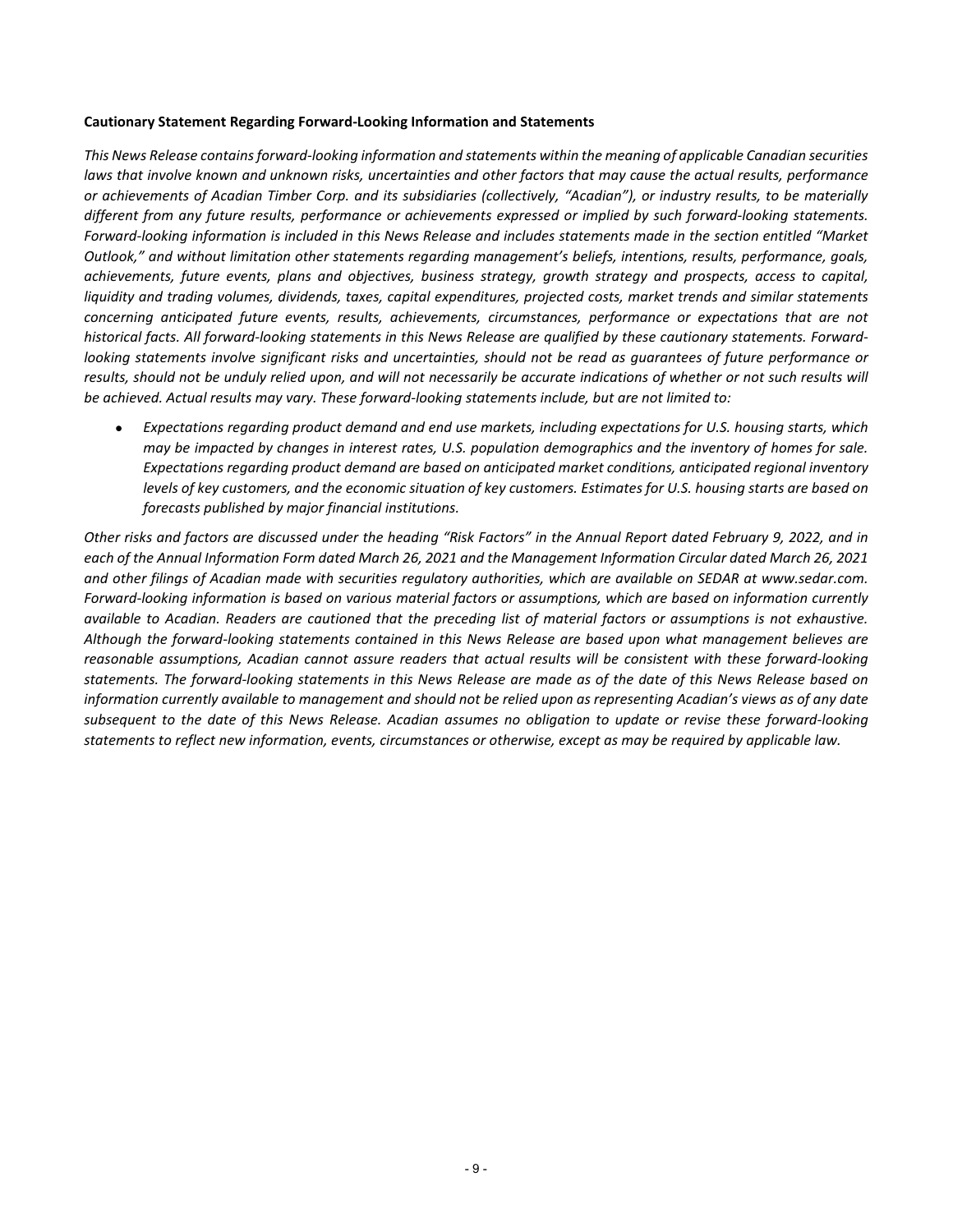**Cautionary Statement Regarding Forward-Looking Information and Statements**

*This News Release contains forward-looking information and statements within the meaning of applicable Canadian securities laws that involve known and unknown risks, uncertainties and other factors that may cause the actual results, performance or achievements of Acadian Timber Corp. and its subsidiaries (collectively, "Acadian"), or industry results, to be materially different from any future results, performance or achievements expressed or implied by such forward-looking statements. Forward-looking information is included in this News Release and includes statements made in the section entitled "Market Outlook," and without limitation other statements regarding management's beliefs, intentions, results, performance, goals, achievements, future events, plans and objectives, business strategy, growth strategy and prospects, access to capital, liquidity and trading volumes, dividends, taxes, capital expenditures, projected costs, market trends and similar statements concerning anticipated future events, results, achievements, circumstances, performance or expectations that are not historical facts. All forward-looking statements in this News Release are qualified by these cautionary statements. Forward-looking statements involve significant risks and uncertainties, should not be read as guarantees of future performance or results, should not be unduly relied upon, and will not necessarily be accurate indications of whether or not such results will be achieved. Actual results may vary. These forward-looking statements include, but are not limited to:*

- *Expectations regarding product demand and end use markets, including expectations for U.S. housing starts, which may be impacted by changes in interest rates, U.S. population demographics and the inventory of homes for sale. Expectations regarding product demand are based on anticipated market conditions, anticipated regional inventory levels of key customers, and the economic situation of key customers. Estimates for U.S. housing starts are based on forecasts published by major financial institutions.*

*Other risks and factors are discussed under the heading "Risk Factors" in the Annual Report dated February 9, 2022, and in each of the Annual Information Form dated March 26, 2021 and the Management Information Circular dated March 26, 2021 and other filings of Acadian made with securities regulatory authorities, which are available on SEDAR at www.sedar.com. Forward-looking information is based on various material factors or assumptions, which are based on information currently available to Acadian. Readers are cautioned that the preceding list of material factors or assumptions is not exhaustive. Although the forward-looking statements contained in this News Release are based upon what management believes are reasonable assumptions, Acadian cannot assure readers that actual results will be consistent with these forward-looking statements. The forward-looking statements in this News Release are made as of the date of this News Release based on information currently available to management and should not be relied upon as representing Acadian's views as of any date subsequent to the date of this News Release. Acadian assumes no obligation to update or revise these forward-looking statements to reflect new information, events, circumstances or otherwise, except as may be required by applicable law.*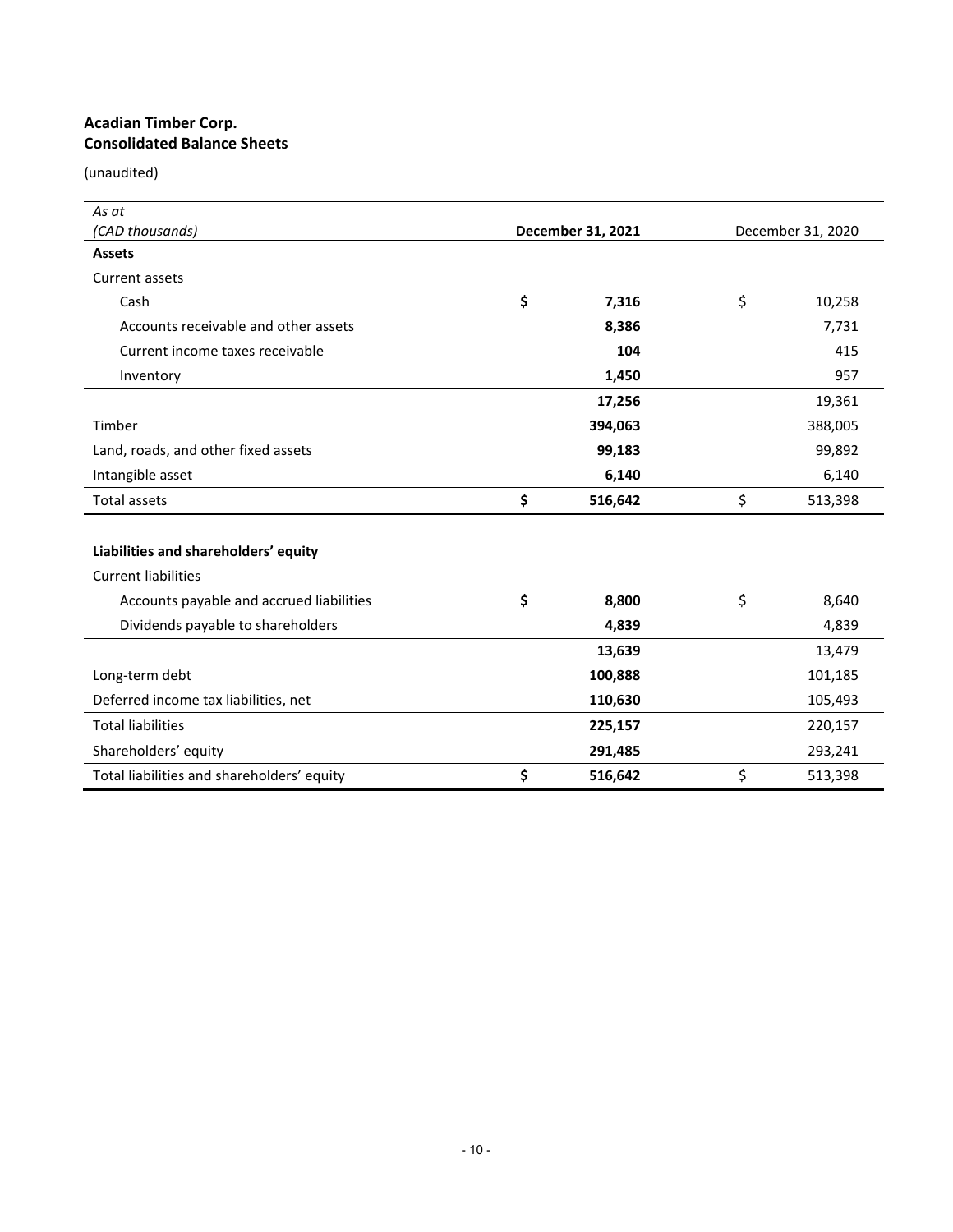**Acadian Timber Corp.**
**Consolidated Balance Sheets**

(unaudited)

| *As at* *(CAD thousands)* | **December 31, 2021** | December 31, 2020 |
|---|---|---|
| **Assets** | | |
| Current assets | | |
| Cash | **$ 7,316** | $ 10,258 |
| Accounts receivable and other assets | **8,386** | 7,731 |
| Current income taxes receivable | **104** | 415 |
| Inventory | **1,450** | 957 |
| | **17,256** | 19,361 |
| Timber | **394,063** | 388,005 |
| Land, roads, and other fixed assets | **99,183** | 99,892 |
| Intangible asset | **6,140** | 6,140 |
| Total assets | **$ 516,642** | $ 513,398 |
| | | |
| **Liabilities and shareholders' equity** | | |
| Current liabilities | | |
| Accounts payable and accrued liabilities | **$ 8,800** | $ 8,640 |
| Dividends payable to shareholders | **4,839** | 4,839 |
| | **13,639** | 13,479 |
| Long-term debt | **100,888** | 101,185 |
| Deferred income tax liabilities, net | **110,630** | 105,493 |
| Total liabilities | **225,157** | 220,157 |
| Shareholders' equity | **291,485** | 293,241 |
| Total liabilities and shareholders' equity | **$ 516,642** | $ 513,398 |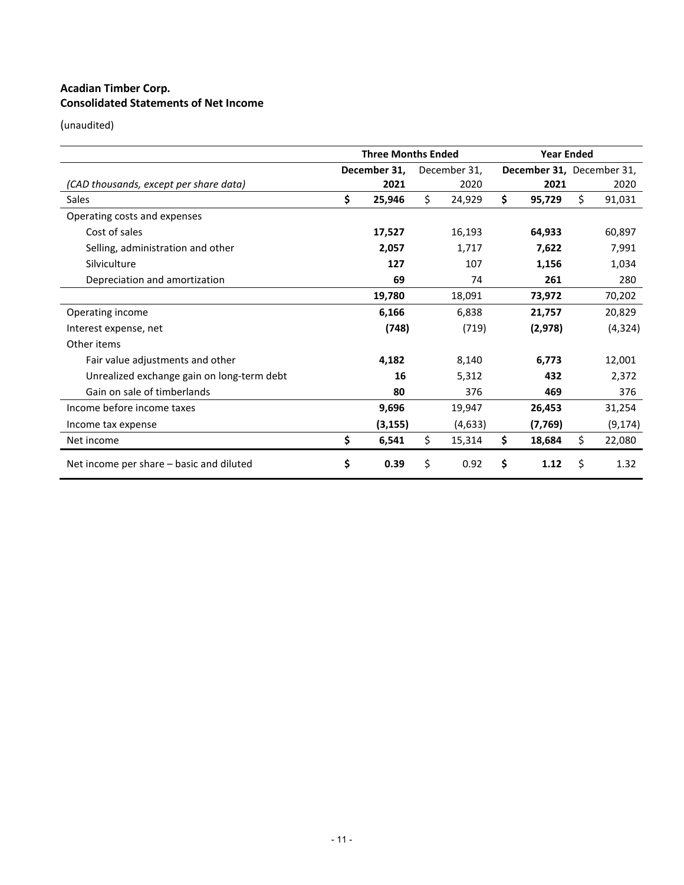**Acadian Timber Corp.**
**Consolidated Statements of Net Income**

(unaudited)

| | Three Months Ended | | Year Ended | |
|---|---|---|---|---|
| *(CAD thousands, except per share data)* | **December 31, 2021** | December 31, 2020 | **December 31, 2021** | December 31, 2020 |
| Sales | **$ 25,946** | $ 24,929 | **$ 95,729** | $ 91,031 |
| Operating costs and expenses | | | | |
| Cost of sales | **17,527** | 16,193 | **64,933** | 60,897 |
| Selling, administration and other | **2,057** | 1,717 | **7,622** | 7,991 |
| Silviculture | **127** | 107 | **1,156** | 1,034 |
| Depreciation and amortization | **69** | 74 | **261** | 280 |
| | **19,780** | 18,091 | **73,972** | 70,202 |
| Operating income | **6,166** | 6,838 | **21,757** | 20,829 |
| Interest expense, net | **(748)** | (719) | **(2,978)** | (4,324) |
| Other items | | | | |
| Fair value adjustments and other | **4,182** | 8,140 | **6,773** | 12,001 |
| Unrealized exchange gain on long-term debt | **16** | 5,312 | **432** | 2,372 |
| Gain on sale of timberlands | **80** | 376 | **469** | 376 |
| Income before income taxes | **9,696** | 19,947 | **26,453** | 31,254 |
| Income tax expense | **(3,155)** | (4,633) | **(7,769)** | (9,174) |
| Net income | **$ 6,541** | $ 15,314 | **$ 18,684** | $ 22,080 |
| Net income per share – basic and diluted | **$ 0.39** | $ 0.92 | **$ 1.12** | $ 1.32 |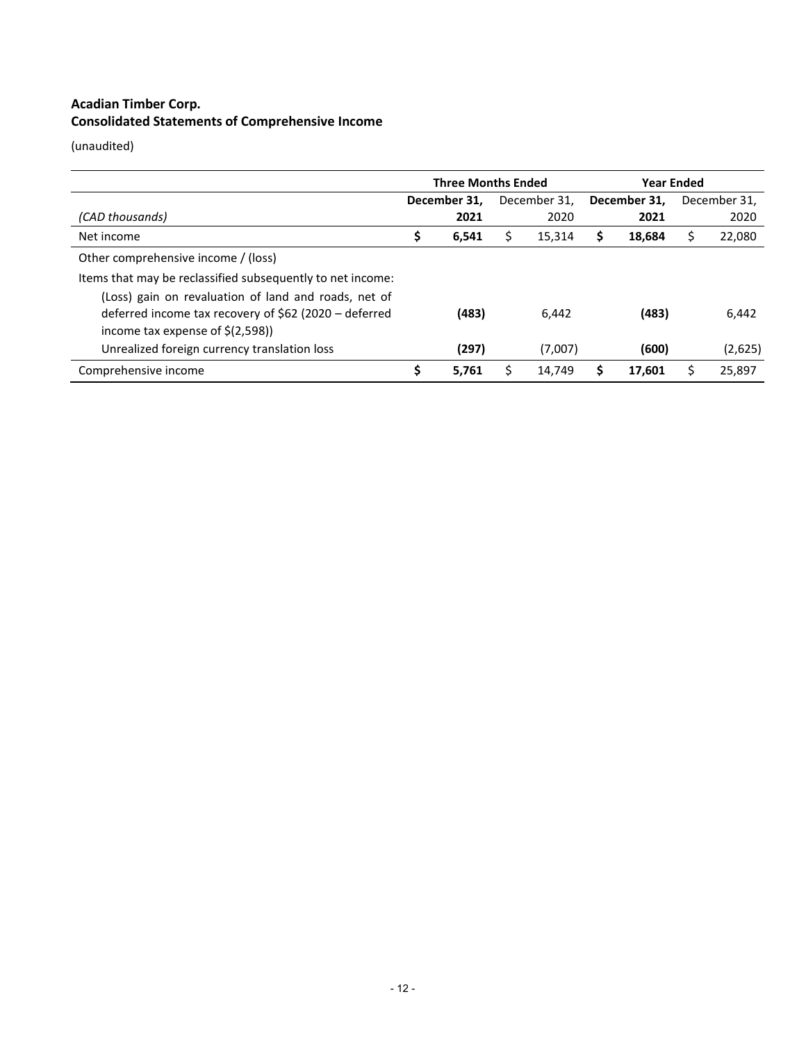**Acadian Timber Corp.**
**Consolidated Statements of Comprehensive Income**

(unaudited)

| | Three Months Ended | | Year Ended | |
|---|---|---|---|---|
| *(CAD thousands)* | **December 31, 2021** | December 31, 2020 | **December 31, 2021** | December 31, 2020 |
| Net income | **$ 6,541** | $ 15,314 | **$ 18,684** | $ 22,080 |
| Other comprehensive income / (loss) | | | | |
| Items that may be reclassified subsequently to net income: | | | | |
| (Loss) gain on revaluation of land and roads, net of deferred income tax recovery of $62 (2020 – deferred income tax expense of $(2,598)) | **(483)** | 6,442 | **(483)** | 6,442 |
| Unrealized foreign currency translation loss | **(297)** | (7,007) | **(600)** | (2,625) |
| Comprehensive income | **$ 5,761** | $ 14,749 | **$ 17,601** | $ 25,897 |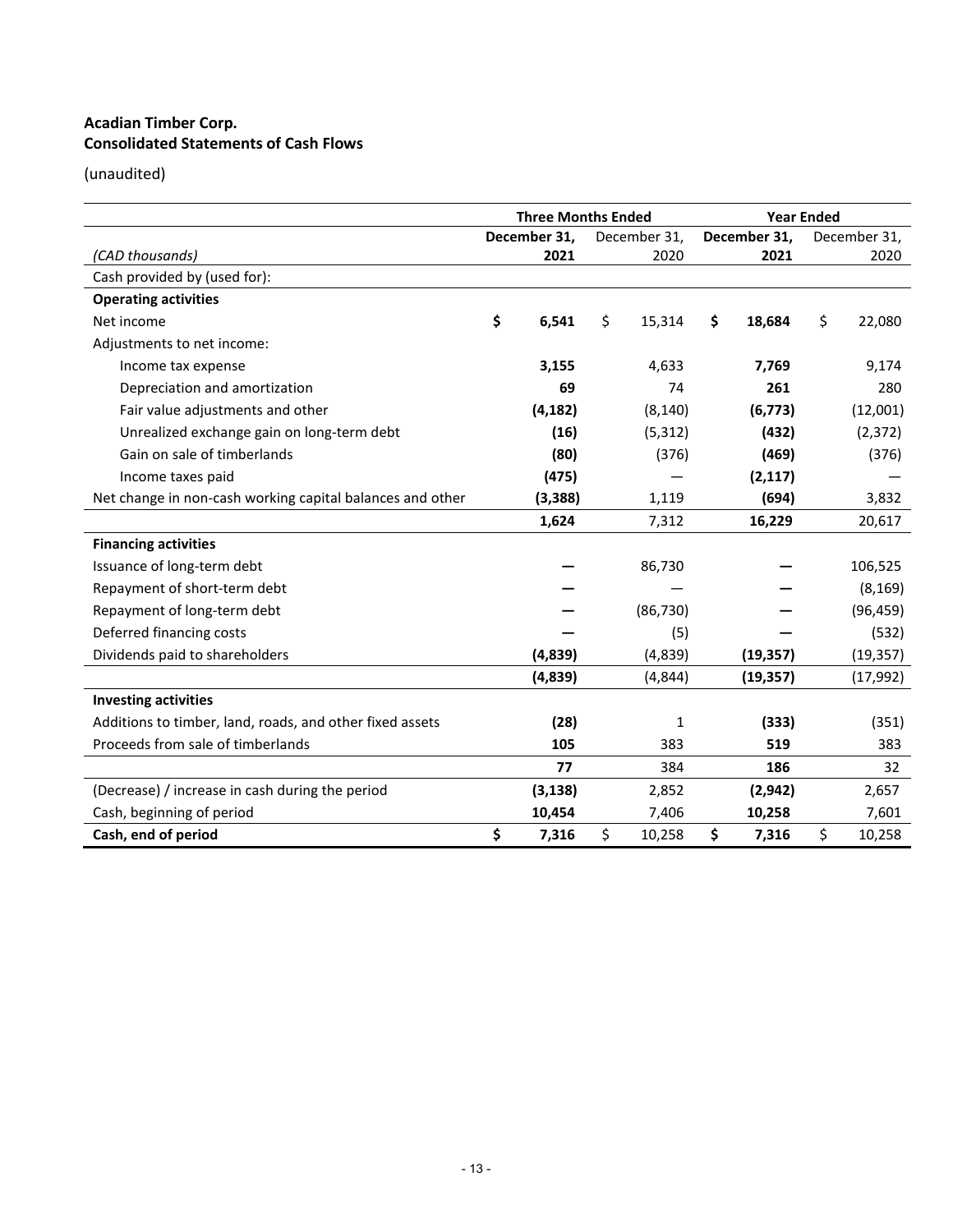**Acadian Timber Corp.**
**Consolidated Statements of Cash Flows**

(unaudited)

| | Three Months Ended | | Year Ended | |
|---|---|---|---|---|
| *(CAD thousands)* | **December 31, 2021** | December 31, 2020 | **December 31, 2021** | December 31, 2020 |
| Cash provided by (used for): | | | | |
| **Operating activities** | | | | |
| Net income | **$ 6,541** | $ 15,314 | **$ 18,684** | $ 22,080 |
| Adjustments to net income: | | | | |
| Income tax expense | **3,155** | 4,633 | **7,769** | 9,174 |
| Depreciation and amortization | **69** | 74 | **261** | 280 |
| Fair value adjustments and other | **(4,182)** | (8,140) | **(6,773)** | (12,001) |
| Unrealized exchange gain on long-term debt | **(16)** | (5,312) | **(432)** | (2,372) |
| Gain on sale of timberlands | **(80)** | (376) | **(469)** | (376) |
| Income taxes paid | **(475)** | — | **(2,117)** | — |
| Net change in non-cash working capital balances and other | **(3,388)** | 1,119 | **(694)** | 3,832 |
| | **1,624** | 7,312 | **16,229** | 20,617 |
| **Financing activities** | | | | |
| Issuance of long-term debt | **—** | 86,730 | **—** | 106,525 |
| Repayment of short-term debt | **—** | — | **—** | (8,169) |
| Repayment of long-term debt | **—** | (86,730) | **—** | (96,459) |
| Deferred financing costs | **—** | (5) | **—** | (532) |
| Dividends paid to shareholders | **(4,839)** | (4,839) | **(19,357)** | (19,357) |
| | **(4,839)** | (4,844) | **(19,357)** | (17,992) |
| **Investing activities** | | | | |
| Additions to timber, land, roads, and other fixed assets | **(28)** | 1 | **(333)** | (351) |
| Proceeds from sale of timberlands | **105** | 383 | **519** | 383 |
| | **77** | 384 | **186** | 32 |
| (Decrease) / increase in cash during the period | **(3,138)** | 2,852 | **(2,942)** | 2,657 |
| Cash, beginning of period | **10,454** | 7,406 | **10,258** | 7,601 |
| **Cash, end of period** | **$ 7,316** | $ 10,258 | **$ 7,316** | $ 10,258 |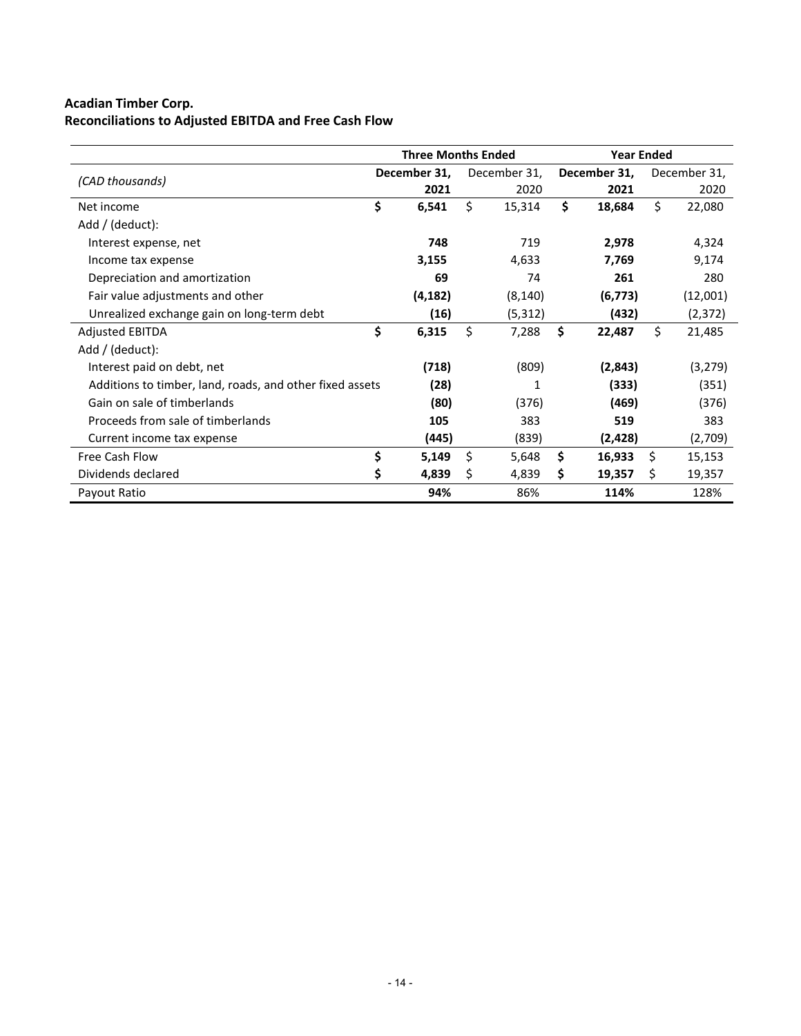**Acadian Timber Corp.**
**Reconciliations to Adjusted EBITDA and Free Cash Flow**

| (CAD thousands) | Three Months Ended December 31, 2021 | Three Months Ended December 31, 2020 | Year Ended December 31, 2021 | Year Ended December 31, 2020 |
|---|---|---|---|---|
| Net income | **$ 6,541** | $ 15,314 | **$ 18,684** | $ 22,080 |
| Add / (deduct): | | | | |
| Interest expense, net | **748** | 719 | **2,978** | 4,324 |
| Income tax expense | **3,155** | 4,633 | **7,769** | 9,174 |
| Depreciation and amortization | **69** | 74 | **261** | 280 |
| Fair value adjustments and other | **(4,182)** | (8,140) | **(6,773)** | (12,001) |
| Unrealized exchange gain on long-term debt | **(16)** | (5,312) | **(432)** | (2,372) |
| Adjusted EBITDA | **$ 6,315** | $ 7,288 | **$ 22,487** | $ 21,485 |
| Add / (deduct): | | | | |
| Interest paid on debt, net | **(718)** | (809) | **(2,843)** | (3,279) |
| Additions to timber, land, roads, and other fixed assets | **(28)** | 1 | **(333)** | (351) |
| Gain on sale of timberlands | **(80)** | (376) | **(469)** | (376) |
| Proceeds from sale of timberlands | **105** | 383 | **519** | 383 |
| Current income tax expense | **(445)** | (839) | **(2,428)** | (2,709) |
| Free Cash Flow | **$ 5,149** | $ 5,648 | **$ 16,933** | $ 15,153 |
| Dividends declared | **$ 4,839** | $ 4,839 | **$ 19,357** | $ 19,357 |
| Payout Ratio | **94%** | 86% | **114%** | 128% |